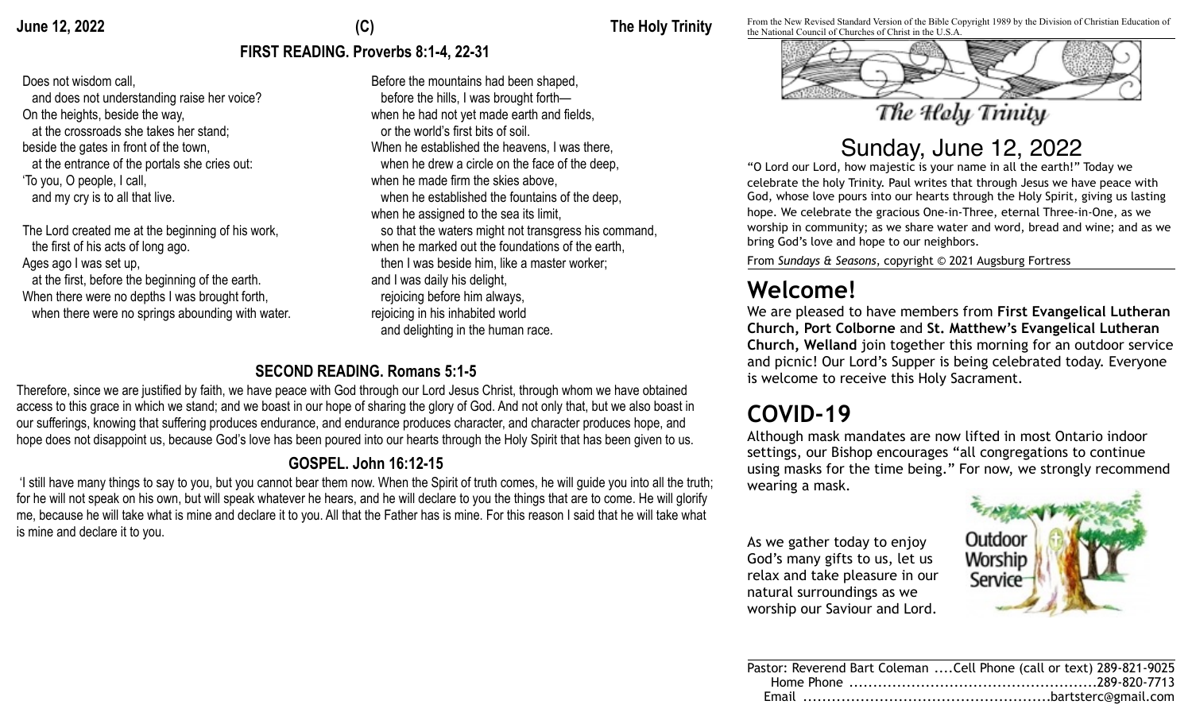**June 12, 2022** **(C)** **The Holy Trinity**

## FIRST READING. Proverbs 8:1-4, 22-31

Does not wisdom call,
  and does not understanding raise her voice?
On the heights, beside the way,
  at the crossroads she takes her stand;
beside the gates in front of the town,
  at the entrance of the portals she cries out:
'To you, O people, I call,
  and my cry is to all that live.

The Lord created me at the beginning of his work,
  the first of his acts of long ago.
Ages ago I was set up,
  at the first, before the beginning of the earth.
When there were no depths I was brought forth,
  when there were no springs abounding with water.

Before the mountains had been shaped,
  before the hills, I was brought forth—
when he had not yet made earth and fields,
  or the world's first bits of soil.
When he established the heavens, I was there,
  when he drew a circle on the face of the deep,
when he made firm the skies above,
  when he established the fountains of the deep,
when he assigned to the sea its limit,
  so that the waters might not transgress his command,
when he marked out the foundations of the earth,
  then I was beside him, like a master worker;
and I was daily his delight,
  rejoicing before him always,
rejoicing in his inhabited world
  and delighting in the human race.

## SECOND READING. Romans 5:1-5

Therefore, since we are justified by faith, we have peace with God through our Lord Jesus Christ, through whom we have obtained access to this grace in which we stand; and we boast in our hope of sharing the glory of God. And not only that, but we also boast in our sufferings, knowing that suffering produces endurance, and endurance produces character, and character produces hope, and hope does not disappoint us, because God's love has been poured into our hearts through the Holy Spirit that has been given to us.

## GOSPEL. John 16:12-15

'I still have many things to say to you, but you cannot bear them now. When the Spirit of truth comes, he will guide you into all the truth; for he will not speak on his own, but will speak whatever he hears, and he will declare to you the things that are to come. He will glorify me, because he will take what is mine and declare it to you. All that the Father has is mine. For this reason I said that he will take what is mine and declare it to you.

From the New Revised Standard Version of the Bible Copyright 1989 by the Division of Christian Education of the National Council of Churches of Christ in the U.S.A.

*The Holy Trinity*

# Sunday, June 12, 2022

"O Lord our Lord, how majestic is your name in all the earth!" Today we celebrate the holy Trinity. Paul writes that through Jesus we have peace with God, whose love pours into our hearts through the Holy Spirit, giving us lasting hope. We celebrate the gracious One-in-Three, eternal Three-in-One, as we worship in community; as we share water and word, bread and wine; and as we bring God's love and hope to our neighbors.

From *Sundays & Seasons*, copyright © 2021 Augsburg Fortress

# Welcome!

We are pleased to have members from **First Evangelical Lutheran Church, Port Colborne** and **St. Matthew's Evangelical Lutheran Church, Welland** join together this morning for an outdoor service and picnic! Our Lord's Supper is being celebrated today. Everyone is welcome to receive this Holy Sacrament.

# COVID-19

Although mask mandates are now lifted in most Ontario indoor settings, our Bishop encourages "all congregations to continue using masks for the time being." For now, we strongly recommend wearing a mask.

As we gather today to enjoy God's many gifts to us, let us relax and take pleasure in our natural surroundings as we worship our Saviour and Lord.

Outdoor Worship Service

Pastor: Reverend Bart Coleman ....Cell Phone (call or text) 289-821-9025
Home Phone ....................................................289-820-7713
Email ....................................................bartsterc@gmail.com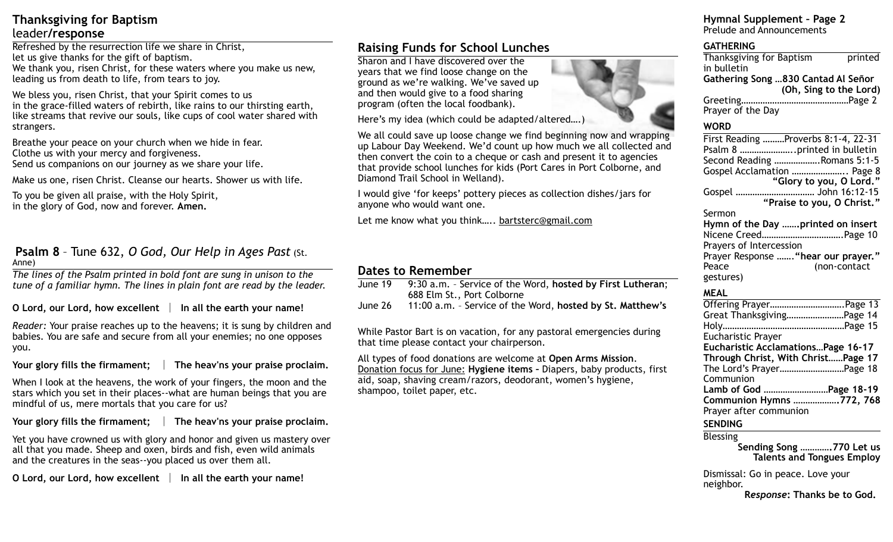## Thanksgiving for Baptism

leader/**response**

Refreshed by the resurrection life we share in Christ,
let us give thanks for the gift of baptism.
We thank you, risen Christ, for these waters where you make us new, leading us from death to life, from tears to joy.

We bless you, risen Christ, that your Spirit comes to us
in the grace-filled waters of rebirth, like rains to our thirsting earth, like streams that revive our souls, like cups of cool water shared with strangers.

Breathe your peace on your church when we hide in fear.
Clothe us with your mercy and forgiveness.
Send us companions on our journey as we share your life.

Make us one, risen Christ. Cleanse our hearts. Shower us with life.

To you be given all praise, with the Holy Spirit,
in the glory of God, now and forever. **Amen.**

## Psalm 8 – Tune 632, *O God, Our Help in Ages Past* (St. Anne)

*The lines of the Psalm printed in bold font are sung in unison to the tune of a familiar hymn. The lines in plain font are read by the leader.*

**O Lord, our Lord, how excellent | In all the earth your name!**

*Reader:* Your praise reaches up to the heavens; it is sung by children and babies. You are safe and secure from all your enemies; no one opposes you.

**Your glory fills the firmament; | The heav'ns your praise proclaim.**

When I look at the heavens, the work of your fingers, the moon and the stars which you set in their places--what are human beings that you are mindful of us, mere mortals that you care for us?

**Your glory fills the firmament; | The heav'ns your praise proclaim.**

Yet you have crowned us with glory and honor and given us mastery over all that you made. Sheep and oxen, birds and fish, even wild animals and the creatures in the seas--you placed us over them all.

**O Lord, our Lord, how excellent | In all the earth your name!**

## Raising Funds for School Lunches

Sharon and I have discovered over the years that we find loose change on the ground as we're walking. We've saved up and then would give to a food sharing program (often the local foodbank).

Here's my idea (which could be adapted/altered….)

We all could save up loose change we find beginning now and wrapping up Labour Day Weekend. We'd count up how much we all collected and then convert the coin to a cheque or cash and present it to agencies that provide school lunches for kids (Port Cares in Port Colborne, and Diamond Trail School in Welland).

I would give 'for keeps' pottery pieces as collection dishes/jars for anyone who would want one.

Let me know what you think….. bartsterc@gmail.com

## Dates to Remember

June 19 9:30 a.m. – Service of the Word, **hosted by First Lutheran**; 688 Elm St., Port Colborne
June 26 11:00 a.m. – Service of the Word, **hosted by St. Matthew's**

While Pastor Bart is on vacation, for any pastoral emergencies during that time please contact your chairperson.

All types of food donations are welcome at **Open Arms Mission**. Donation focus for June: **Hygiene items –** Diapers, baby products, first aid, soap, shaving cream/razors, deodorant, women's hygiene, shampoo, toilet paper, etc.

## Hymnal Supplement – Page 2

Prelude and Announcements

### GATHERING

Thanksgiving for Baptism printed in bulletin
**Gathering Song …830 Cantad Al Señor (Oh, Sing to the Lord)**
Greeting……………………………………Page 2
Prayer of the Day

### WORD

First Reading ………Proverbs 8:1-4, 22-31
Psalm 8 …………………..printed in bulletin
Second Reading ………………Romans 5:1-5
Gospel Acclamation …………………. Page 8
**"Glory to you, O Lord."**
Gospel …………………………… John 16:12-15
**"Praise to you, O Christ."**
Sermon
**Hymn of the Day …….printed on insert**
Nicene Creed……………………………Page 10
Prayers of Intercession
Prayer Response …….**"hear our prayer."**
Peace (non-contact gestures)

### MEAL

Offering Prayer…………………………Page 13
Great Thanksgiving……………………Page 14
Holy……………………………………………Page 15
Eucharistic Prayer
**Eucharistic Acclamations…Page 16-17**
**Through Christ, With Christ……Page 17**
The Lord's Prayer………………………Page 18
Communion
**Lamb of God ……………………..Page 18-19**
**Communion Hymns ……………….772, 768**
Prayer after communion

### SENDING

Blessing
**Sending Song ………….770 Let us Talents and Tongues Employ**

Dismissal: Go in peace. Love your neighbor.
***Response*: Thanks be to God.**